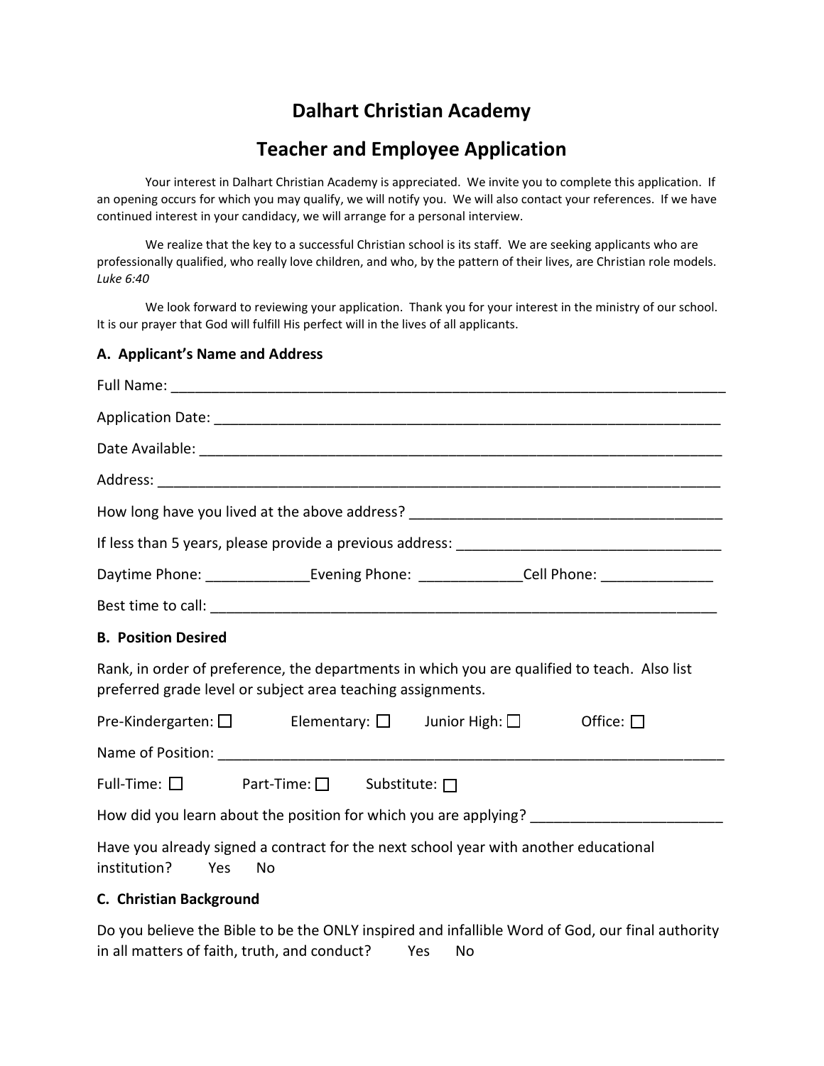# Dalhart Christian Academy

## Teacher and Employee Application

Your interest in Dalhart Christian Academy is appreciated. We invite you to complete this application. If an opening occurs for which you may qualify, we will notify you. We will also contact your references. If we have continued interest in your candidacy, we will arrange for a personal interview.

We realize that the key to a successful Christian school is its staff. We are seeking applicants who are professionally qualified, who really love children, and who, by the pattern of their lives, are Christian role models. *Luke 6:40*

We look forward to reviewing your application. Thank you for your interest in the ministry of our school. It is our prayer that God will fulfill His perfect will in the lives of all applicants.

### A. Applicant's Name and Address

Full Name: ______________________________________________________________________

Application Date: _________________________________________________________________

Date Available: ___________________________________________________________________

Address: _________________________________________________________________________

How long have you lived at the above address? _______________________________________

If less than 5 years, please provide a previous address: ________________________________

Daytime Phone: _____________Evening Phone: _____________Cell Phone: ______________

Best time to call: _________________________________________________________________

### B. Position Desired

Rank, in order of preference, the departments in which you are qualified to teach. Also list preferred grade level or subject area teaching assignments.

Pre-Kindergarten: ☐ Elementary: ☐ Junior High: ☐ Office: ☐

Name of Position: _________________________________________________________________

Full-Time: ☐ Part-Time: ☐ Substitute: ☐

How did you learn about the position for which you are applying? _______________________

Have you already signed a contract for the next school year with another educational institution? Yes No

### C. Christian Background

Do you believe the Bible to be the ONLY inspired and infallible Word of God, our final authority in all matters of faith, truth, and conduct? Yes No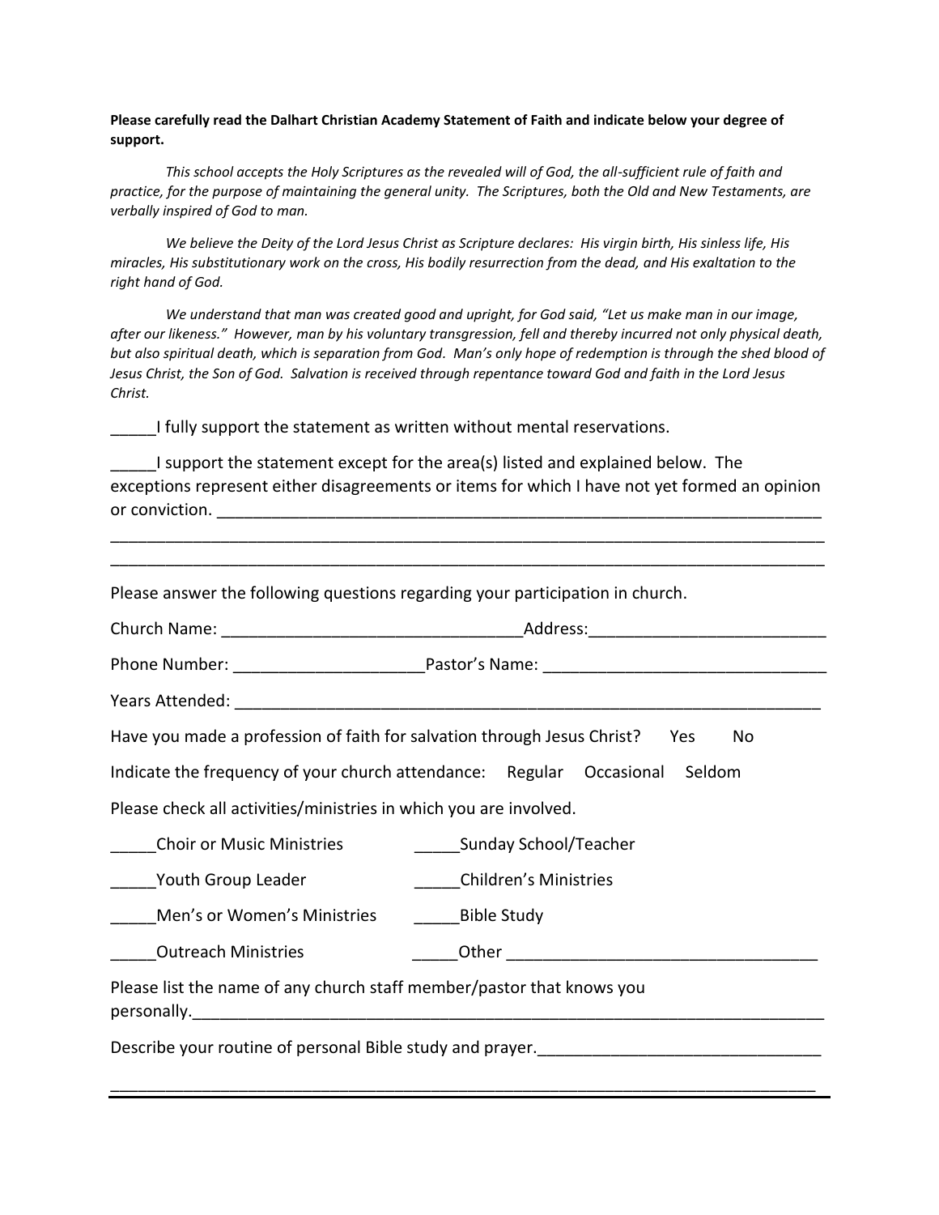**Please carefully read the Dalhart Christian Academy Statement of Faith and indicate below your degree of support.**

*This school accepts the Holy Scriptures as the revealed will of God, the all-sufficient rule of faith and practice, for the purpose of maintaining the general unity. The Scriptures, both the Old and New Testaments, are verbally inspired of God to man.*

*We believe the Deity of the Lord Jesus Christ as Scripture declares: His virgin birth, His sinless life, His miracles, His substitutionary work on the cross, His bodily resurrection from the dead, and His exaltation to the right hand of God.*

*We understand that man was created good and upright, for God said, "Let us make man in our image, after our likeness." However, man by his voluntary transgression, fell and thereby incurred not only physical death, but also spiritual death, which is separation from God. Man's only hope of redemption is through the shed blood of Jesus Christ, the Son of God. Salvation is received through repentance toward God and faith in the Lord Jesus Christ.*

_____I fully support the statement as written without mental reservations.

_____I support the statement except for the area(s) listed and explained below. The exceptions represent either disagreements or items for which I have not yet formed an opinion or conviction. ____________________________________________________________________

______________________________________________________________________________

______________________________________________________________________________

Please answer the following questions regarding your participation in church.

Church Name: ________________________________Address:_________________________

Phone Number: ____________________Pastor's Name: ______________________________

Years Attended: __________________________________________________________________

Have you made a profession of faith for salvation through Jesus Christ? Yes No

Indicate the frequency of your church attendance: Regular Occasional Seldom

Please check all activities/ministries in which you are involved.

_____Choir or Music Ministries _____Sunday School/Teacher

_____Youth Group Leader _____Children's Ministries

_____Men's or Women's Ministries _____Bible Study

_____Outreach Ministries _____Other _________________________________

Please list the name of any church staff member/pastor that knows you personally.________________________________________________________________________

Describe your routine of personal Bible study and prayer._______________________________

______________________________________________________________________________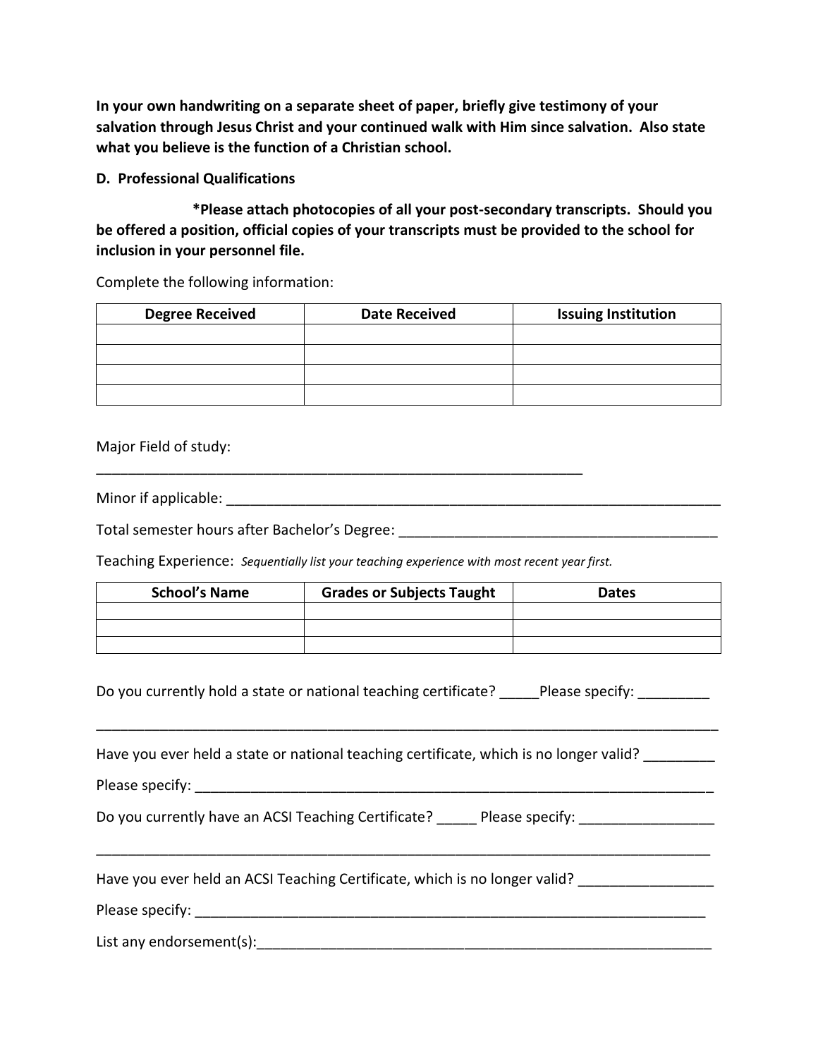**In your own handwriting on a separate sheet of paper, briefly give testimony of your salvation through Jesus Christ and your continued walk with Him since salvation. Also state what you believe is the function of a Christian school.**

**D. Professional Qualifications**

**\*Please attach photocopies of all your post-secondary transcripts. Should you be offered a position, official copies of your transcripts must be provided to the school for inclusion in your personnel file.**

Complete the following information:

| Degree Received | Date Received | Issuing Institution |
|---|---|---|
| | | |
| | | |
| | | |
| | | |

Major Field of study: ___________________________________________________________

Minor if applicable: ___________________________________________________________

Total semester hours after Bachelor's Degree: ________________________________________

Teaching Experience: *Sequentially list your teaching experience with most recent year first.*

| School's Name | Grades or Subjects Taught | Dates |
|---|---|---|
| | | |
| | | |
| | | |

Do you currently hold a state or national teaching certificate? _____Please specify: _________

_______________________________________________________________________________

Have you ever held a state or national teaching certificate, which is no longer valid? _________

Please specify: __________________________________________________________________

Do you currently have an ACSI Teaching Certificate? _____ Please specify: _________________

_______________________________________________________________________________

Have you ever held an ACSI Teaching Certificate, which is no longer valid? _________________

Please specify: __________________________________________________________________

List any endorsement(s):___________________________________________________________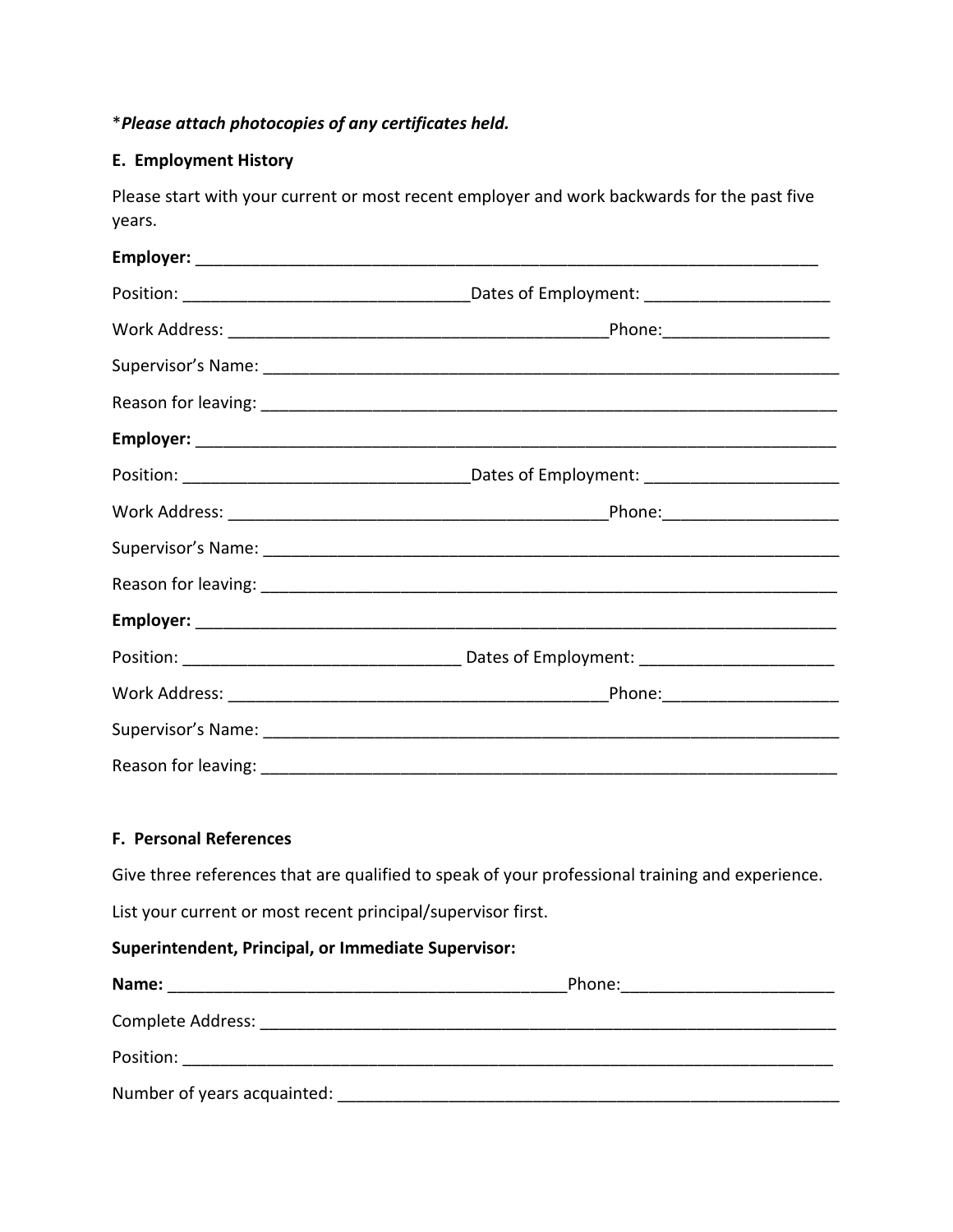\**Please attach photocopies of any certificates held.*

**E. Employment History**

Please start with your current or most recent employer and work backwards for the past five years.

**Employer:** _______________________________________________________________________

Position: ________________________________Dates of Employment: ____________________

Work Address: ________________________________________Phone:__________________

Supervisor's Name: ______________________________________________________________

Reason for leaving: ______________________________________________________________

**Employer:** _______________________________________________________________________

Position: ________________________________Dates of Employment: ______________________

Work Address: ________________________________________Phone:___________________

Supervisor's Name: ______________________________________________________________

Reason for leaving: ______________________________________________________________

**Employer:** _______________________________________________________________________

Position: _______________________________ Dates of Employment: ______________________

Work Address: ________________________________________Phone:___________________

Supervisor's Name: ______________________________________________________________

Reason for leaving: ______________________________________________________________

**F. Personal References**

Give three references that are qualified to speak of your professional training and experience.

List your current or most recent principal/supervisor first.

**Superintendent, Principal, or Immediate Supervisor:**

**Name:** ____________________________________________Phone:_______________________

Complete Address: _______________________________________________________________

Position: _________________________________________________________________________

Number of years acquainted: ______________________________________________________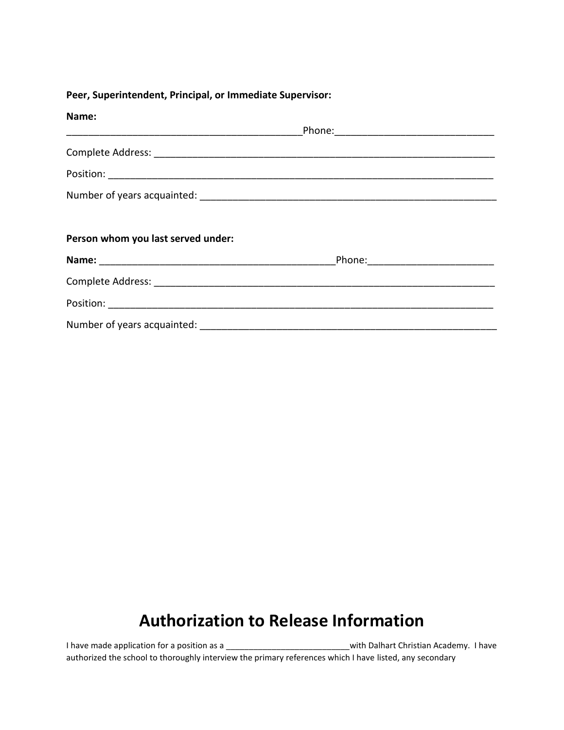**Peer, Superintendent, Principal, or Immediate Supervisor:**

**Name:**
____________________________________________Phone:_____________________________

Complete Address: _________________________________________________________________

Position: _________________________________________________________________________

Number of years acquainted: _______________________________________________________

**Person whom you last served under:**

**Name:** ____________________________________________Phone:_______________________

Complete Address: _________________________________________________________________

Position: _________________________________________________________________________

Number of years acquainted: _______________________________________________________

# Authorization to Release Information

I have made application for a position as a ___________________________with Dalhart Christian Academy. I have authorized the school to thoroughly interview the primary references which I have listed, any secondary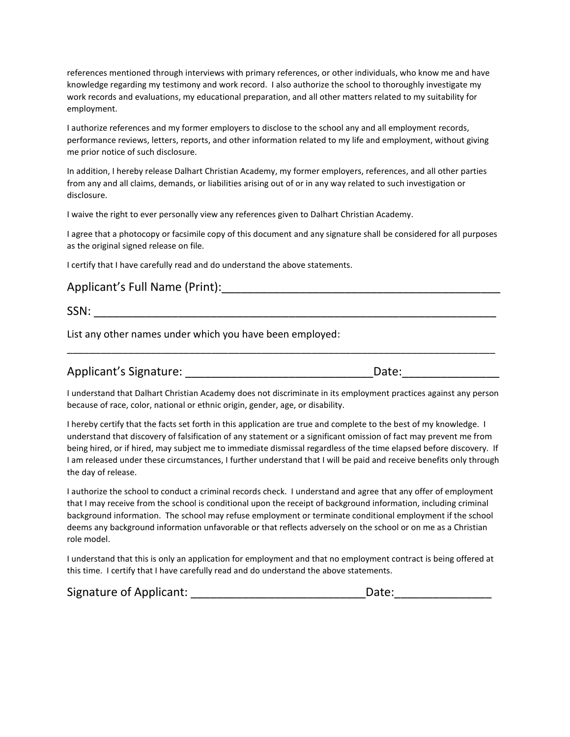references mentioned through interviews with primary references, or other individuals, who know me and have knowledge regarding my testimony and work record. I also authorize the school to thoroughly investigate my work records and evaluations, my educational preparation, and all other matters related to my suitability for employment.

I authorize references and my former employers to disclose to the school any and all employment records, performance reviews, letters, reports, and other information related to my life and employment, without giving me prior notice of such disclosure.

In addition, I hereby release Dalhart Christian Academy, my former employers, references, and all other parties from any and all claims, demands, or liabilities arising out of or in any way related to such investigation or disclosure.

I waive the right to ever personally view any references given to Dalhart Christian Academy.

I agree that a photocopy or facsimile copy of this document and any signature shall be considered for all purposes as the original signed release on file.

I certify that I have carefully read and do understand the above statements.

Applicant's Full Name (Print):_____________________________________________

SSN: ___________________________________________________________________

List any other names under which you have been employed:

_________________________________________________________________________

Applicant's Signature: _____________________________Date:_______________

I understand that Dalhart Christian Academy does not discriminate in its employment practices against any person because of race, color, national or ethnic origin, gender, age, or disability.

I hereby certify that the facts set forth in this application are true and complete to the best of my knowledge. I understand that discovery of falsification of any statement or a significant omission of fact may prevent me from being hired, or if hired, may subject me to immediate dismissal regardless of the time elapsed before discovery. If I am released under these circumstances, I further understand that I will be paid and receive benefits only through the day of release.

I authorize the school to conduct a criminal records check. I understand and agree that any offer of employment that I may receive from the school is conditional upon the receipt of background information, including criminal background information. The school may refuse employment or terminate conditional employment if the school deems any background information unfavorable or that reflects adversely on the school or on me as a Christian role model.

I understand that this is only an application for employment and that no employment contract is being offered at this time. I certify that I have carefully read and do understand the above statements.

Signature of Applicant: ___________________________Date:_______________